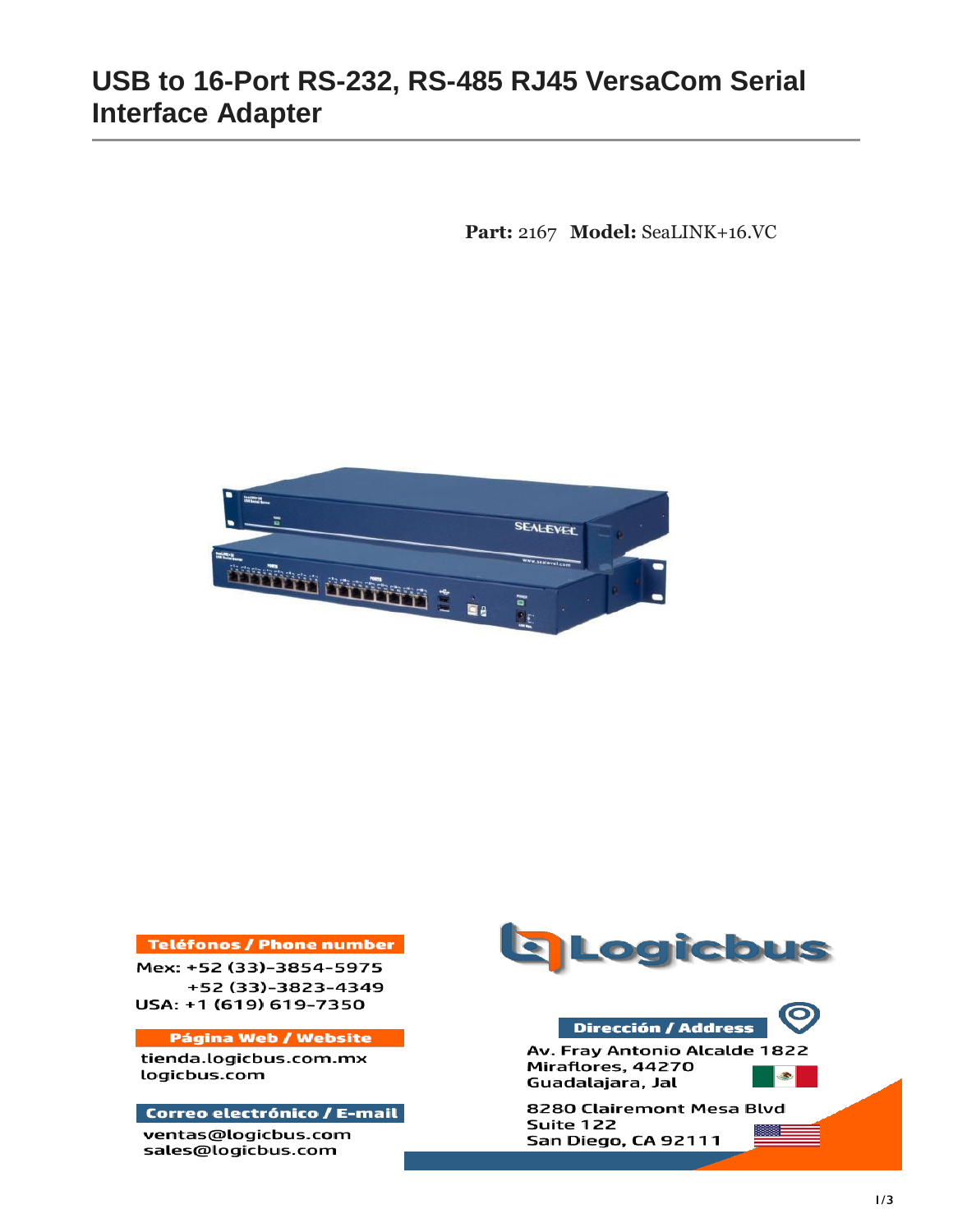# USB to 16-Port RS-232, RS-485 RJ45 VersaCom Serial Interface Adapter

**Part:** 2167 **Model:** SeaLINK+16.VC

**Teléfonos / Phone number**

Mex: +52 (33)-3854-5975
+52 (33)-3823-4349
USA: +1 (619) 619-7350

**Página Web / Website**

tienda.logicbus.com.mx
logicbus.com

**Correo electrónico / E-mail**

ventas@logicbus.com
sales@logicbus.com

**Logicbus**

**Dirección / Address**

Av. Fray Antonio Alcalde 1822
Miraflores, 44270
Guadalajara, Jal

8280 Clairemont Mesa Blvd
Suite 122
San Diego, CA 92111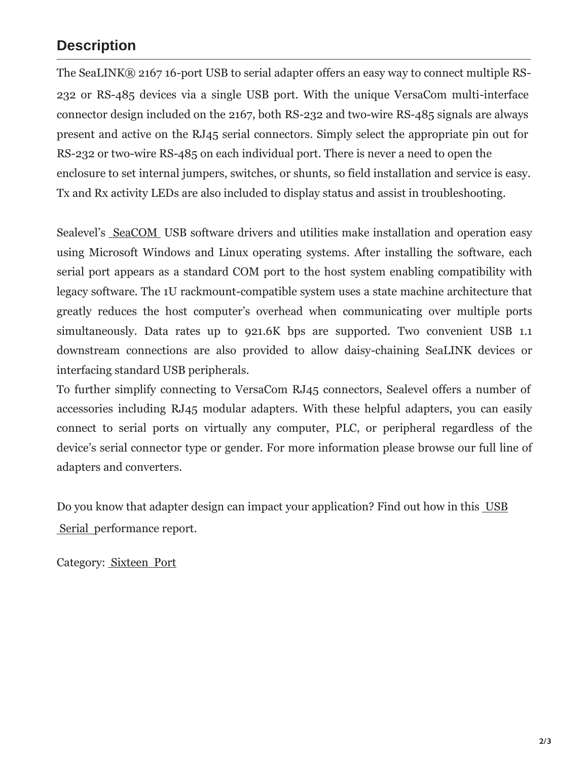## Description

The SeaLINK® 2167 16-port USB to serial adapter offers an easy way to connect multiple RS-232 or RS-485 devices via a single USB port. With the unique VersaCom multi-interface connector design included on the 2167, both RS-232 and two-wire RS-485 signals are always present and active on the RJ45 serial connectors. Simply select the appropriate pin out for RS-232 or two-wire RS-485 on each individual port. There is never a need to open the enclosure to set internal jumpers, switches, or shunts, so field installation and service is easy. Tx and Rx activity LEDs are also included to display status and assist in troubleshooting.

Sealevel's SeaCOM USB software drivers and utilities make installation and operation easy using Microsoft Windows and Linux operating systems. After installing the software, each serial port appears as a standard COM port to the host system enabling compatibility with legacy software. The 1U rackmount-compatible system uses a state machine architecture that greatly reduces the host computer's overhead when communicating over multiple ports simultaneously. Data rates up to 921.6K bps are supported. Two convenient USB 1.1 downstream connections are also provided to allow daisy-chaining SeaLINK devices or interfacing standard USB peripherals.

To further simplify connecting to VersaCom RJ45 connectors, Sealevel offers a number of accessories including RJ45 modular adapters. With these helpful adapters, you can easily connect to serial ports on virtually any computer, PLC, or peripheral regardless of the device's serial connector type or gender. For more information please browse our full line of adapters and converters.

Do you know that adapter design can impact your application? Find out how in this USB Serial performance report.

Category: Sixteen Port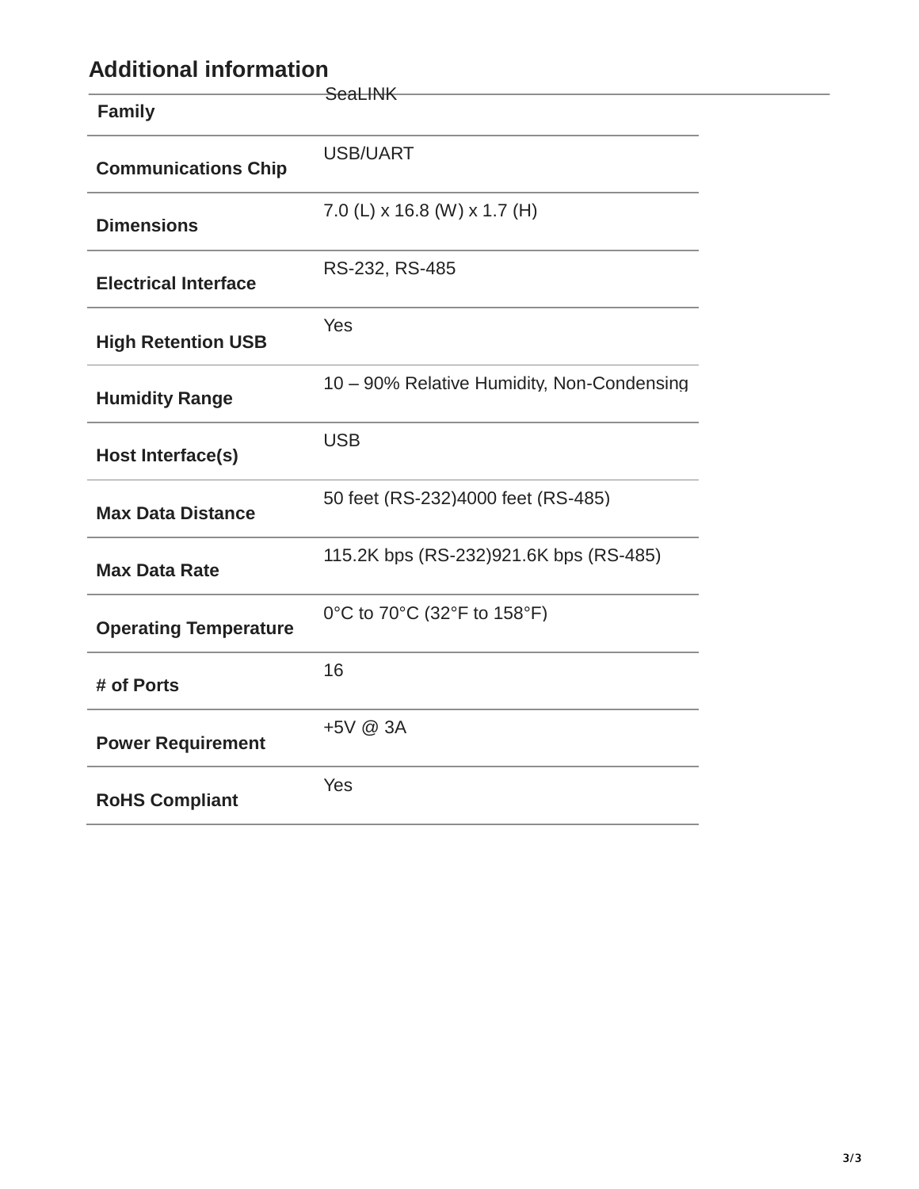## Additional information

| | |
|---|---|
| **Family** | SeaLINK |
| **Communications Chip** | USB/UART |
| **Dimensions** | 7.0 (L) x 16.8 (W) x 1.7 (H) |
| **Electrical Interface** | RS-232, RS-485 |
| **High Retention USB** | Yes |
| **Humidity Range** | 10 – 90% Relative Humidity, Non-Condensing |
| **Host Interface(s)** | USB |
| **Max Data Distance** | 50 feet (RS-232)4000 feet (RS-485) |
| **Max Data Rate** | 115.2K bps (RS-232)921.6K bps (RS-485) |
| **Operating Temperature** | 0°C to 70°C (32°F to 158°F) |
| **# of Ports** | 16 |
| **Power Requirement** | +5V @ 3A |
| **RoHS Compliant** | Yes |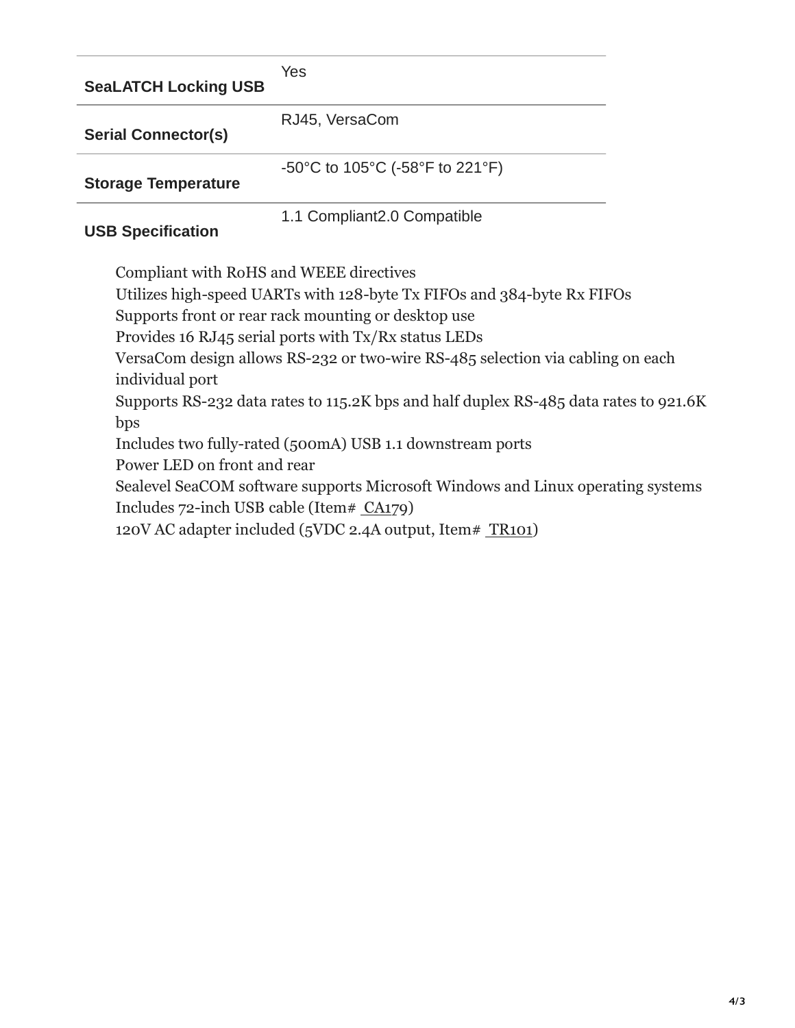| | |
|---|---|
| **SeaLATCH Locking USB** | Yes |
| **Serial Connector(s)** | RJ45, VersaCom |
| **Storage Temperature** | -50°C to 105°C (-58°F to 221°F) |
| **USB Specification** | 1.1 Compliant2.0 Compatible |

- Compliant with RoHS and WEEE directives
- Utilizes high-speed UARTs with 128-byte Tx FIFOs and 384-byte Rx FIFOs
- Supports front or rear rack mounting or desktop use
- Provides 16 RJ45 serial ports with Tx/Rx status LEDs
- VersaCom design allows RS-232 or two-wire RS-485 selection via cabling on each individual port
- Supports RS-232 data rates to 115.2K bps and half duplex RS-485 data rates to 921.6K bps
- Includes two fully-rated (500mA) USB 1.1 downstream ports
- Power LED on front and rear
- Sealevel SeaCOM software supports Microsoft Windows and Linux operating systems
- Includes 72-inch USB cable (Item# CA179)
- 120V AC adapter included (5VDC 2.4A output, Item# TR101)